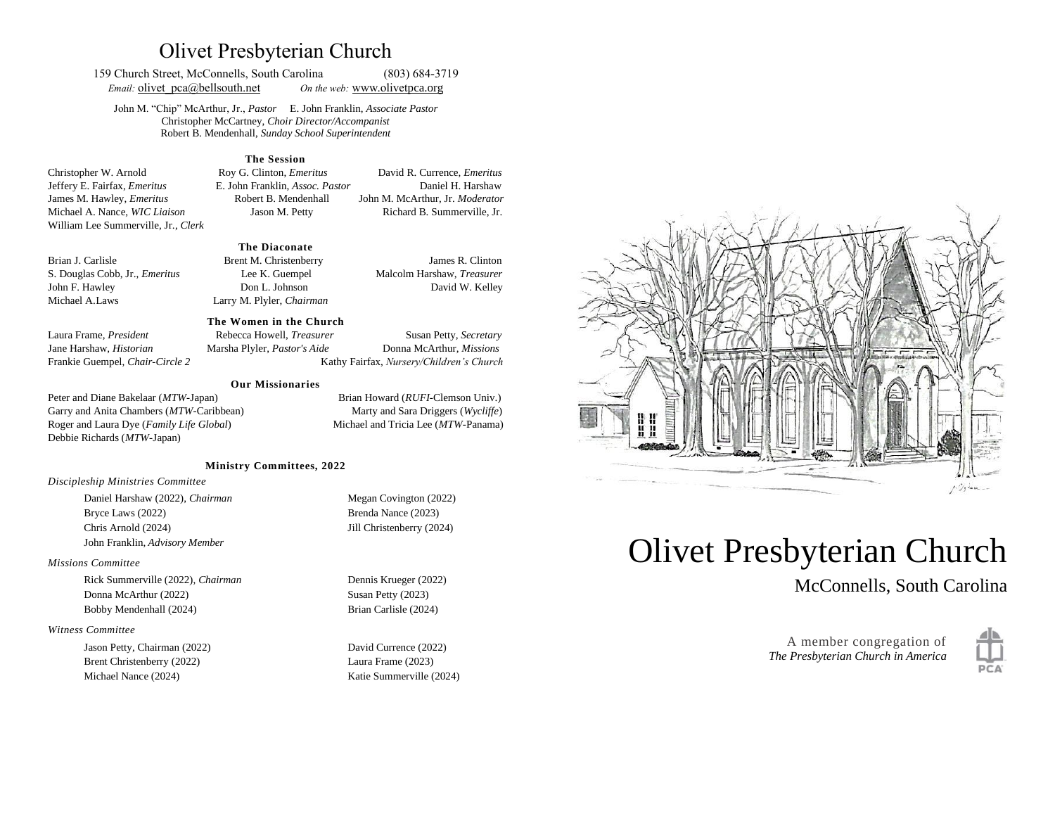# Olivet Presbyterian Church

159 Church Street, McConnells, South Carolina (803) 684-3719
*Email:* olivet_pca@bellsouth.net *On the web:* www.olivetpca.org

John M. "Chip" McArthur, Jr., *Pastor* E. John Franklin, *Associate Pastor*
Christopher McCartney, *Choir Director/Accompanist*
Robert B. Mendenhall, *Sunday School Superintendent*

### The Session

Christopher W. Arnold
Roy G. Clinton, *Emeritus*
David R. Currence, *Emeritus*
Jeffery E. Fairfax, *Emeritus*
E. John Franklin, *Assoc. Pastor*
Daniel H. Harshaw
James M. Hawley, *Emeritus*
Robert B. Mendenhall
John M. McArthur, Jr. *Moderator*
Michael A. Nance, *WIC Liaison*
Jason M. Petty
Richard B. Summerville, Jr.
William Lee Summerville, Jr., *Clerk*

### The Diaconate

Brian J. Carlisle
Brent M. Christenberry
James R. Clinton
S. Douglas Cobb, Jr., *Emeritus*
Lee K. Guempel
Malcolm Harshaw, *Treasurer*
John F. Hawley
Don L. Johnson
David W. Kelley
Michael A.Laws
Larry M. Plyler, *Chairman*

### The Women in the Church

Laura Frame, *President*
Rebecca Howell, *Treasurer*
Susan Petty, *Secretary*
Jane Harshaw, *Historian*
Marsha Plyler, *Pastor's Aide*
Donna McArthur, *Missions*
Frankie Guempel, *Chair-Circle 2*
Kathy Fairfax, *Nursery/Children's Church*

### Our Missionaries

Peter and Diane Bakelaar (*MTW*-Japan)
Brian Howard (*RUFI*-Clemson Univ.)
Garry and Anita Chambers (*MTW*-Caribbean)
Marty and Sara Driggers (*Wycliffe*)
Roger and Laura Dye (*Family Life Global*)
Michael and Tricia Lee (*MTW*-Panama)
Debbie Richards (*MTW*-Japan)

### Ministry Committees, 2022

*Discipleship Ministries Committee*

Daniel Harshaw (2022), *Chairman*
Megan Covington (2022)
Bryce Laws (2022)
Brenda Nance (2023)
Chris Arnold (2024)
Jill Christenberry (2024)
John Franklin, *Advisory Member*

*Missions Committee*

Rick Summerville (2022), *Chairman*
Dennis Krueger (2022)
Donna McArthur (2022)
Susan Petty (2023)
Bobby Mendenhall (2024)
Brian Carlisle (2024)

*Witness Committee*

Jason Petty, Chairman (2022)
David Currence (2022)
Brent Christenberry (2022)
Laura Frame (2023)
Michael Nance (2024)
Katie Summerville (2024)

# Olivet Presbyterian Church

McConnells, South Carolina

A member congregation of
*The Presbyterian Church in America*

PCA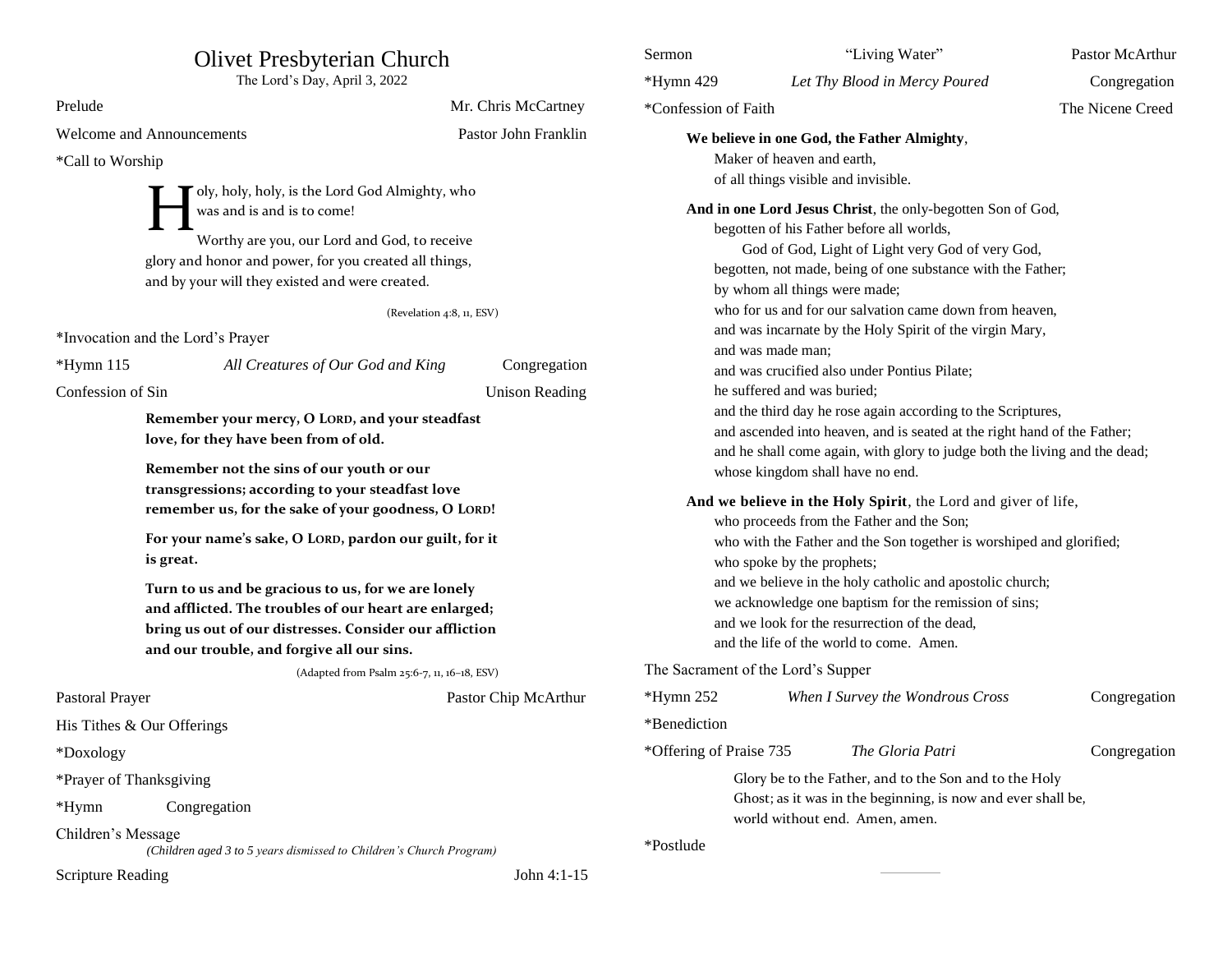# Olivet Presbyterian Church

The Lord's Day, April 3, 2022

Prelude — Mr. Chris McCartney

Welcome and Announcements — Pastor John Franklin

*Call to Worship

Holy, holy, holy, is the Lord God Almighty, who was and is and is to come!

Worthy are you, our Lord and God, to receive glory and honor and power, for you created all things, and by your will they existed and were created.

(Revelation 4:8, 11, ESV)

*Invocation and the Lord's Prayer

*Hymn 115 — *All Creatures of Our God and King* — Congregation

Confession of Sin — Unison Reading

**Remember your mercy, O LORD, and your steadfast love, for they have been from of old.**

**Remember not the sins of our youth or our transgressions; according to your steadfast love remember us, for the sake of your goodness, O LORD!**

**For your name's sake, O LORD, pardon our guilt, for it is great.**

**Turn to us and be gracious to us, for we are lonely and afflicted. The troubles of our heart are enlarged; bring us out of our distresses. Consider our affliction and our trouble, and forgive all our sins.**

(Adapted from Psalm 25:6-7, 11, 16–18, ESV)

Pastoral Prayer — Pastor Chip McArthur

His Tithes & Our Offerings

*Doxology

*Prayer of Thanksgiving

*Hymn — Congregation

Children's Message

*(Children aged 3 to 5 years dismissed to Children's Church Program)*

Scripture Reading — John 4:1-15

Sermon — "Living Water" — Pastor McArthur

*Hymn 429 — *Let Thy Blood in Mercy Poured* — Congregation

*Confession of Faith — The Nicene Creed

**We believe in one God, the Father Almighty**,
Maker of heaven and earth,
of all things visible and invisible.

**And in one Lord Jesus Christ**, the only-begotten Son of God,
begotten of his Father before all worlds,
God of God, Light of Light very God of very God,
begotten, not made, being of one substance with the Father;
by whom all things were made;
who for us and for our salvation came down from heaven,
and was incarnate by the Holy Spirit of the virgin Mary,
and was made man;
and was crucified also under Pontius Pilate;
he suffered and was buried;
and the third day he rose again according to the Scriptures,
and ascended into heaven, and is seated at the right hand of the Father;
and he shall come again, with glory to judge both the living and the dead;
whose kingdom shall have no end.

**And we believe in the Holy Spirit**, the Lord and giver of life,
who proceeds from the Father and the Son;
who with the Father and the Son together is worshiped and glorified;
who spoke by the prophets;
and we believe in the holy catholic and apostolic church;
we acknowledge one baptism for the remission of sins;
and we look for the resurrection of the dead,
and the life of the world to come. Amen.

The Sacrament of the Lord's Supper

*Hymn 252 — *When I Survey the Wondrous Cross* — Congregation

*Benediction

*Offering of Praise 735 — *The Gloria Patri* — Congregation

Glory be to the Father, and to the Son and to the Holy Ghost; as it was in the beginning, is now and ever shall be, world without end. Amen, amen.

*Postlude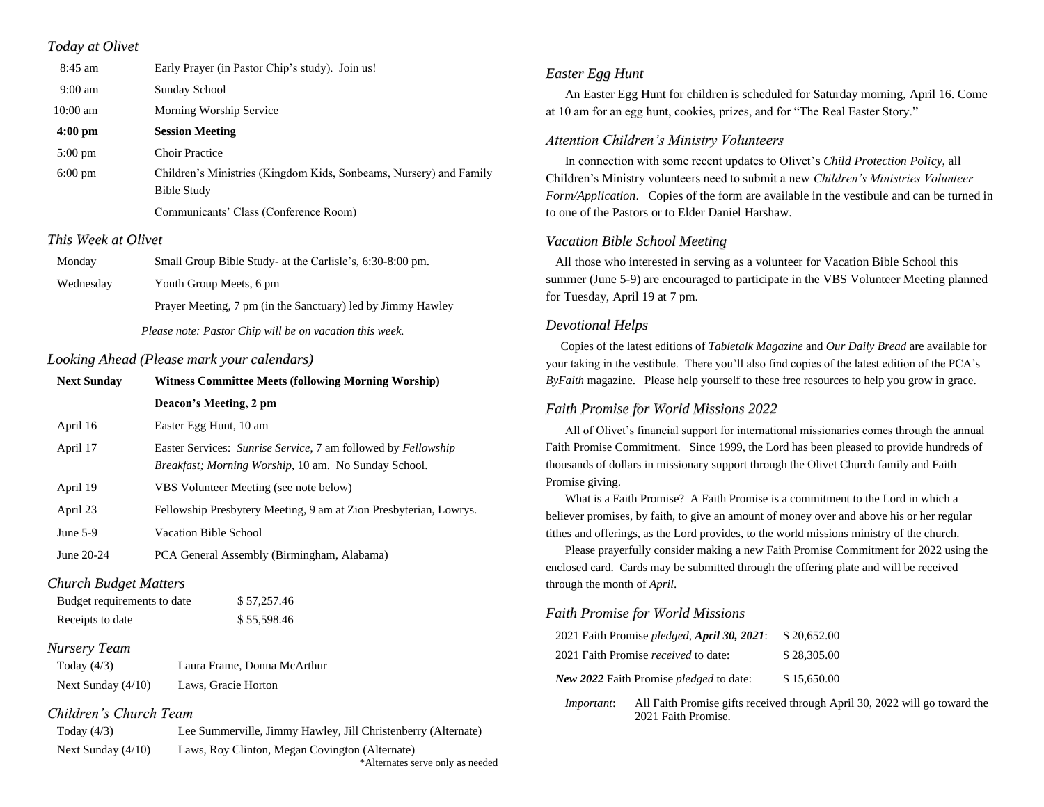## *Today at Olivet*

| | |
|---|---|
| 8:45 am | Early Prayer (in Pastor Chip's study). Join us! |
| 9:00 am | Sunday School |
| 10:00 am | Morning Worship Service |
| **4:00 pm** | **Session Meeting** |
| 5:00 pm | Choir Practice |
| 6:00 pm | Children's Ministries (Kingdom Kids, Sonbeams, Nursery) and Family Bible Study |
| | Communicants' Class (Conference Room) |

## *This Week at Olivet*

| | |
|---|---|
| Monday | Small Group Bible Study- at the Carlisle's, 6:30-8:00 pm. |
| Wednesday | Youth Group Meets, 6 pm |
| | Prayer Meeting, 7 pm (in the Sanctuary) led by Jimmy Hawley |

*Please note: Pastor Chip will be on vacation this week.*

## *Looking Ahead (Please mark your calendars)*

| | |
|---|---|
| **Next Sunday** | **Witness Committee Meets (following Morning Worship)** |
| | **Deacon's Meeting, 2 pm** |
| April 16 | Easter Egg Hunt, 10 am |
| April 17 | Easter Services: *Sunrise Service*, 7 am followed by *Fellowship Breakfast; Morning Worship*, 10 am. No Sunday School. |
| April 19 | VBS Volunteer Meeting (see note below) |
| April 23 | Fellowship Presbytery Meeting, 9 am at Zion Presbyterian, Lowrys. |
| June 5-9 | Vacation Bible School |
| June 20-24 | PCA General Assembly (Birmingham, Alabama) |

## *Church Budget Matters*

| | |
|---|---|
| Budget requirements to date | $ 57,257.46 |
| Receipts to date | $ 55,598.46 |

## *Nursery Team*

| | |
|---|---|
| Today (4/3) | Laura Frame, Donna McArthur |
| Next Sunday (4/10) | Laws, Gracie Horton |

## *Children's Church Team*

| | |
|---|---|
| Today (4/3) | Lee Summerville, Jimmy Hawley, Jill Christenberry (Alternate) |
| Next Sunday (4/10) | Laws, Roy Clinton, Megan Covington (Alternate) |

*Alternates serve only as needed

## *Easter Egg Hunt*

An Easter Egg Hunt for children is scheduled for Saturday morning, April 16. Come at 10 am for an egg hunt, cookies, prizes, and for "The Real Easter Story."

## *Attention Children's Ministry Volunteers*

In connection with some recent updates to Olivet's *Child Protection Policy*, all Children's Ministry volunteers need to submit a new *Children's Ministries Volunteer Form/Application*. Copies of the form are available in the vestibule and can be turned in to one of the Pastors or to Elder Daniel Harshaw.

## *Vacation Bible School Meeting*

All those who interested in serving as a volunteer for Vacation Bible School this summer (June 5-9) are encouraged to participate in the VBS Volunteer Meeting planned for Tuesday, April 19 at 7 pm.

## *Devotional Helps*

Copies of the latest editions of *Tabletalk Magazine* and *Our Daily Bread* are available for your taking in the vestibule. There you'll also find copies of the latest edition of the PCA's *ByFaith* magazine. Please help yourself to these free resources to help you grow in grace.

## *Faith Promise for World Missions 2022*

All of Olivet's financial support for international missionaries comes through the annual Faith Promise Commitment. Since 1999, the Lord has been pleased to provide hundreds of thousands of dollars in missionary support through the Olivet Church family and Faith Promise giving.

What is a Faith Promise? A Faith Promise is a commitment to the Lord in which a believer promises, by faith, to give an amount of money over and above his or her regular tithes and offerings, as the Lord provides, to the world missions ministry of the church.

Please prayerfully consider making a new Faith Promise Commitment for 2022 using the enclosed card. Cards may be submitted through the offering plate and will be received through the month of *April*.

## *Faith Promise for World Missions*

| | |
|---|---|
| 2021 Faith Promise *pledged*, ***April 30, 2021***: | $ 20,652.00 |
| 2021 Faith Promise *received* to date: | $ 28,305.00 |
| ***New 2022*** Faith Promise *pledged* to date: | $ 15,650.00 |

*Important*: All Faith Promise gifts received through April 30, 2022 will go toward the 2021 Faith Promise.